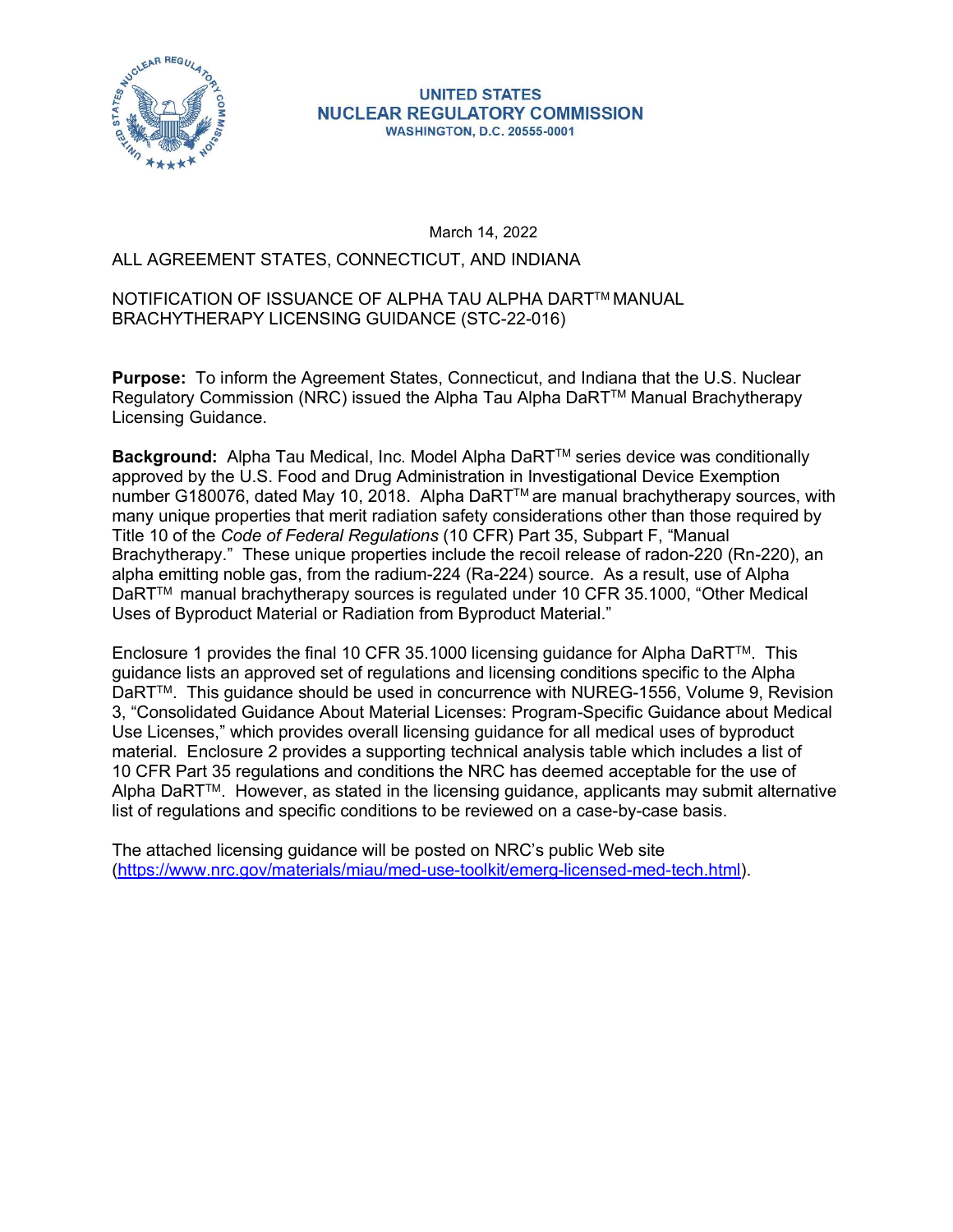**UNITED STATES**
**NUCLEAR REGULATORY COMMISSION**
**WASHINGTON, D.C. 20555-0001**

March 14, 2022

ALL AGREEMENT STATES, CONNECTICUT, AND INDIANA

NOTIFICATION OF ISSUANCE OF ALPHA TAU ALPHA DaRT™ MANUAL BRACHYTHERAPY LICENSING GUIDANCE (STC-22-016)

**Purpose:** To inform the Agreement States, Connecticut, and Indiana that the U.S. Nuclear Regulatory Commission (NRC) issued the Alpha Tau Alpha DaRT™ Manual Brachytherapy Licensing Guidance.

**Background:** Alpha Tau Medical, Inc. Model Alpha DaRT™ series device was conditionally approved by the U.S. Food and Drug Administration in Investigational Device Exemption number G180076, dated May 10, 2018. Alpha DaRT™ are manual brachytherapy sources, with many unique properties that merit radiation safety considerations other than those required by Title 10 of the *Code of Federal Regulations* (10 CFR) Part 35, Subpart F, "Manual Brachytherapy." These unique properties include the recoil release of radon-220 (Rn-220), an alpha emitting noble gas, from the radium-224 (Ra-224) source. As a result, use of Alpha DaRT™ manual brachytherapy sources is regulated under 10 CFR 35.1000, "Other Medical Uses of Byproduct Material or Radiation from Byproduct Material."

Enclosure 1 provides the final 10 CFR 35.1000 licensing guidance for Alpha DaRT™. This guidance lists an approved set of regulations and licensing conditions specific to the Alpha DaRT™. This guidance should be used in concurrence with NUREG-1556, Volume 9, Revision 3, "Consolidated Guidance About Material Licenses: Program-Specific Guidance about Medical Use Licenses," which provides overall licensing guidance for all medical uses of byproduct material. Enclosure 2 provides a supporting technical analysis table which includes a list of 10 CFR Part 35 regulations and conditions the NRC has deemed acceptable for the use of Alpha DaRT™. However, as stated in the licensing guidance, applicants may submit alternative list of regulations and specific conditions to be reviewed on a case-by-case basis.

The attached licensing guidance will be posted on NRC's public Web site (https://www.nrc.gov/materials/miau/med-use-toolkit/emerg-licensed-med-tech.html).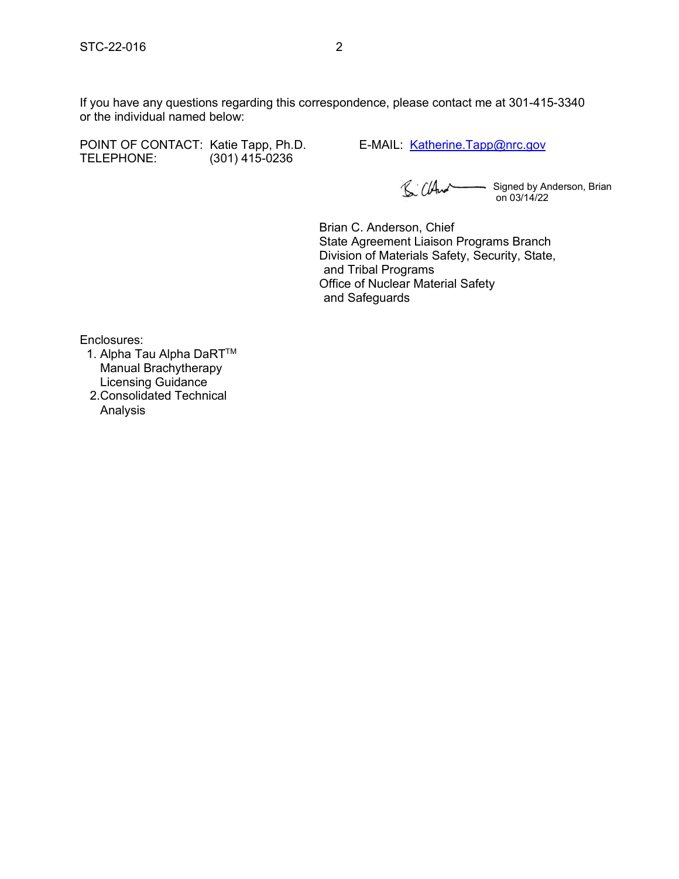If you have any questions regarding this correspondence, please contact me at 301-415-3340 or the individual named below:

POINT OF CONTACT: Katie Tapp, Ph.D.  E-MAIL: Katherine.Tapp@nrc.gov
TELEPHONE: (301) 415-0236

Signed by Anderson, Brian on 03/14/22

Brian C. Anderson, Chief
State Agreement Liaison Programs Branch
Division of Materials Safety, Security, State, and Tribal Programs
Office of Nuclear Material Safety and Safeguards

Enclosures:

1. Alpha Tau Alpha DaRT™ Manual Brachytherapy Licensing Guidance
2. Consolidated Technical Analysis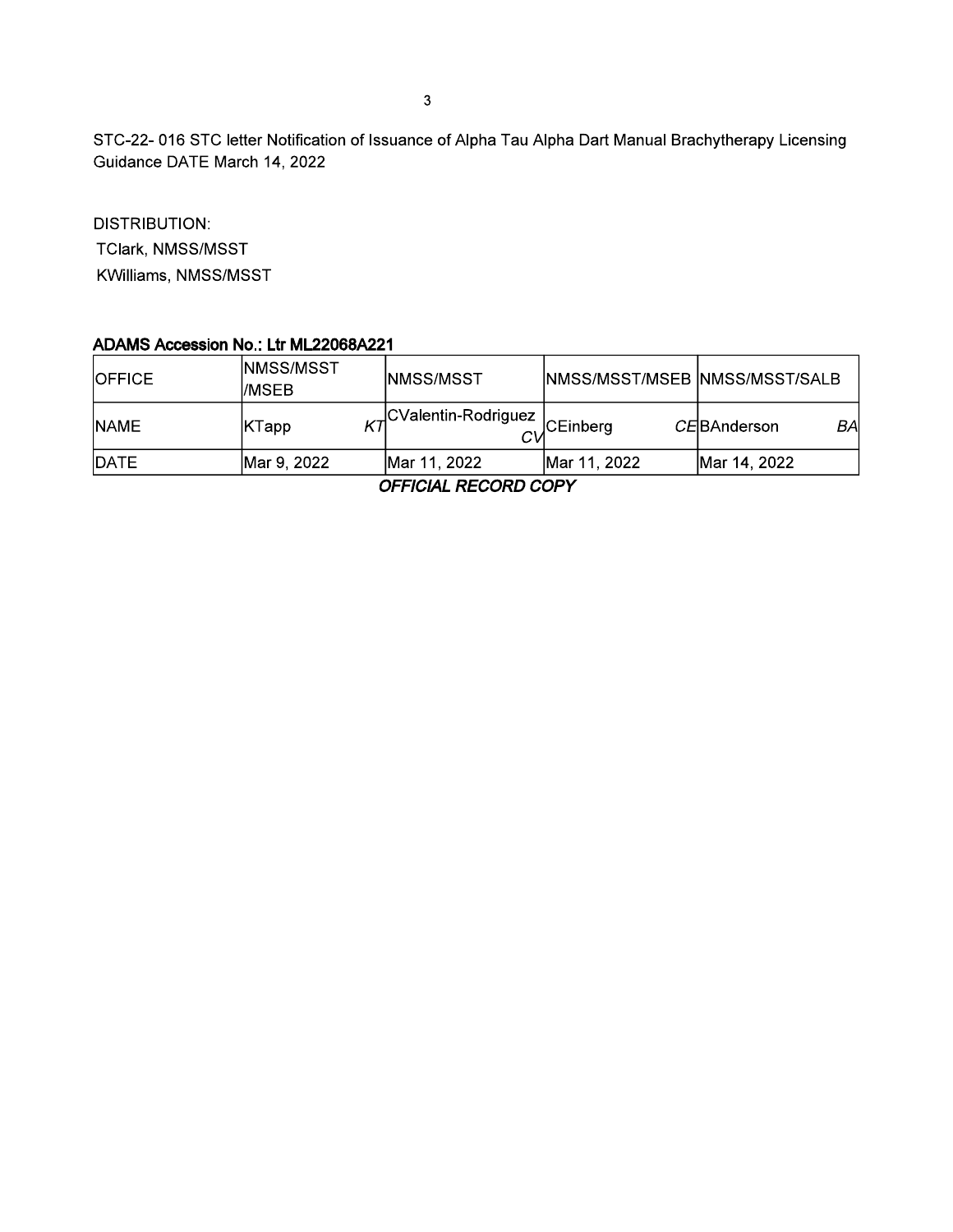STC-22- 016 STC letter Notification of Issuance of Alpha Tau Alpha Dart Manual Brachytherapy Licensing Guidance DATE March 14, 2022

DISTRIBUTION:
TClark, NMSS/MSST
KWilliams, NMSS/MSST

**ADAMS Accession No.: Ltr ML22068A221**

| OFFICE | NMSS/MSST /MSEB | NMSS/MSST | NMSS/MSST/MSEB | NMSS/MSST/SALB |
|---|---|---|---|---|
| NAME | KTapp *KT* | CValentin-Rodriguez *CV* | CEinberg *CE* | BAnderson *BA* |
| DATE | Mar 9, 2022 | Mar 11, 2022 | Mar 11, 2022 | Mar 14, 2022 |

***OFFICIAL RECORD COPY***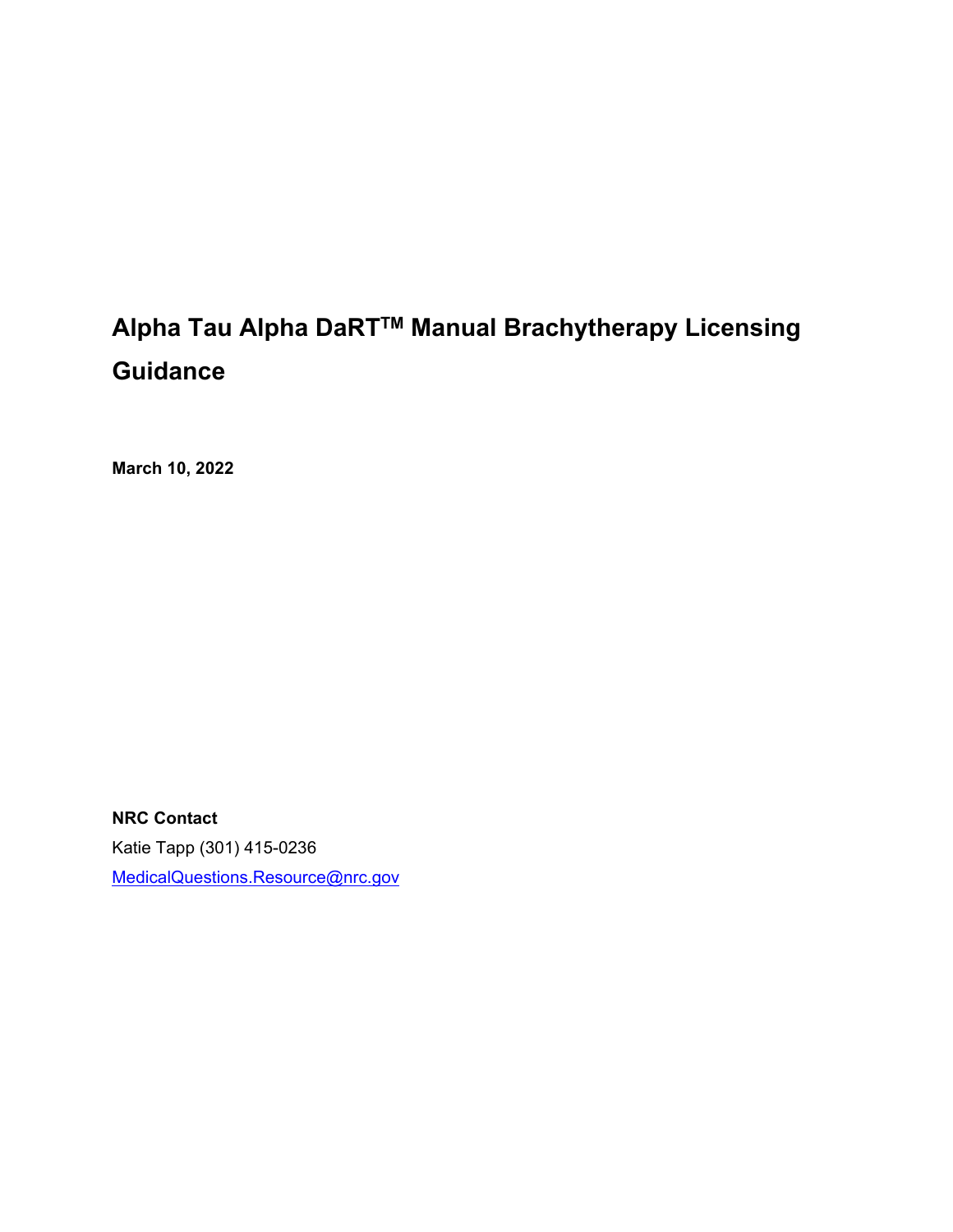# Alpha Tau Alpha DaRT$^{TM}$ Manual Brachytherapy Licensing Guidance

**March 10, 2022**

**NRC Contact**

Katie Tapp (301) 415-0236

MedicalQuestions.Resource@nrc.gov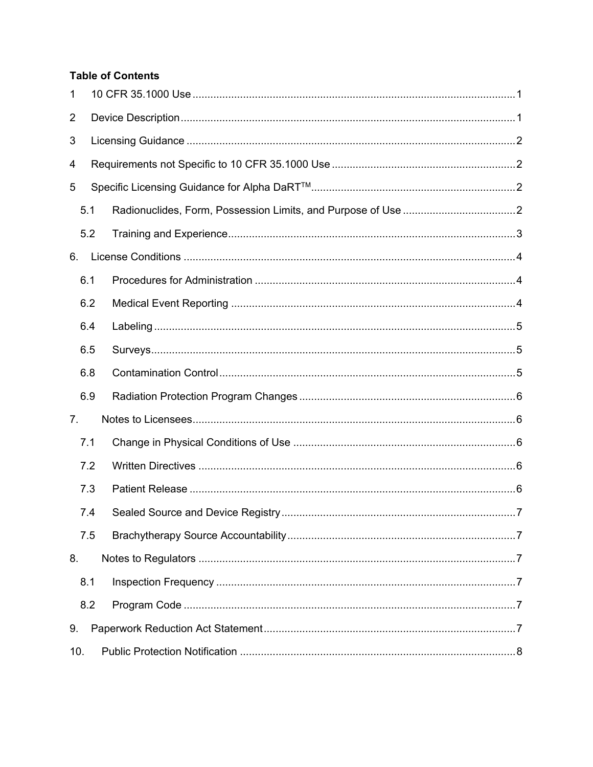**Table of Contents**

1 10 CFR 35.1000 Use ........................................................................................................ 1

2 Device Description ........................................................................................................ 1

3 Licensing Guidance ........................................................................................................ 2

4 Requirements not Specific to 10 CFR 35.1000 Use ........................................................ 2

5 Specific Licensing Guidance for Alpha DaRT™ .............................................................. 2

- 5.1 Radionuclides, Form, Possession Limits, and Purpose of Use ...................................... 2
- 5.2 Training and Experience ............................................................................................. 3

6. License Conditions ....................................................................................................... 4

- 6.1 Procedures for Administration ..................................................................................... 4
- 6.2 Medical Event Reporting ............................................................................................. 4
- 6.4 Labeling ...................................................................................................................... 5
- 6.5 Surveys ....................................................................................................................... 5
- 6.8 Contamination Control ................................................................................................ 5
- 6.9 Radiation Protection Program Changes ..................................................................... 6

7. Notes to Licensees ........................................................................................................ 6

- 7.1 Change in Physical Conditions of Use ........................................................................ 6
- 7.2 Written Directives ........................................................................................................ 6
- 7.3 Patient Release ........................................................................................................... 6
- 7.4 Sealed Source and Device Registry ............................................................................ 7
- 7.5 Brachytherapy Source Accountability .......................................................................... 7

8. Notes to Regulators ....................................................................................................... 7

- 8.1 Inspection Frequency .................................................................................................. 7
- 8.2 Program Code ............................................................................................................. 7

9. Paperwork Reduction Act Statement .............................................................................. 7

10. Public Protection Notification ........................................................................................ 8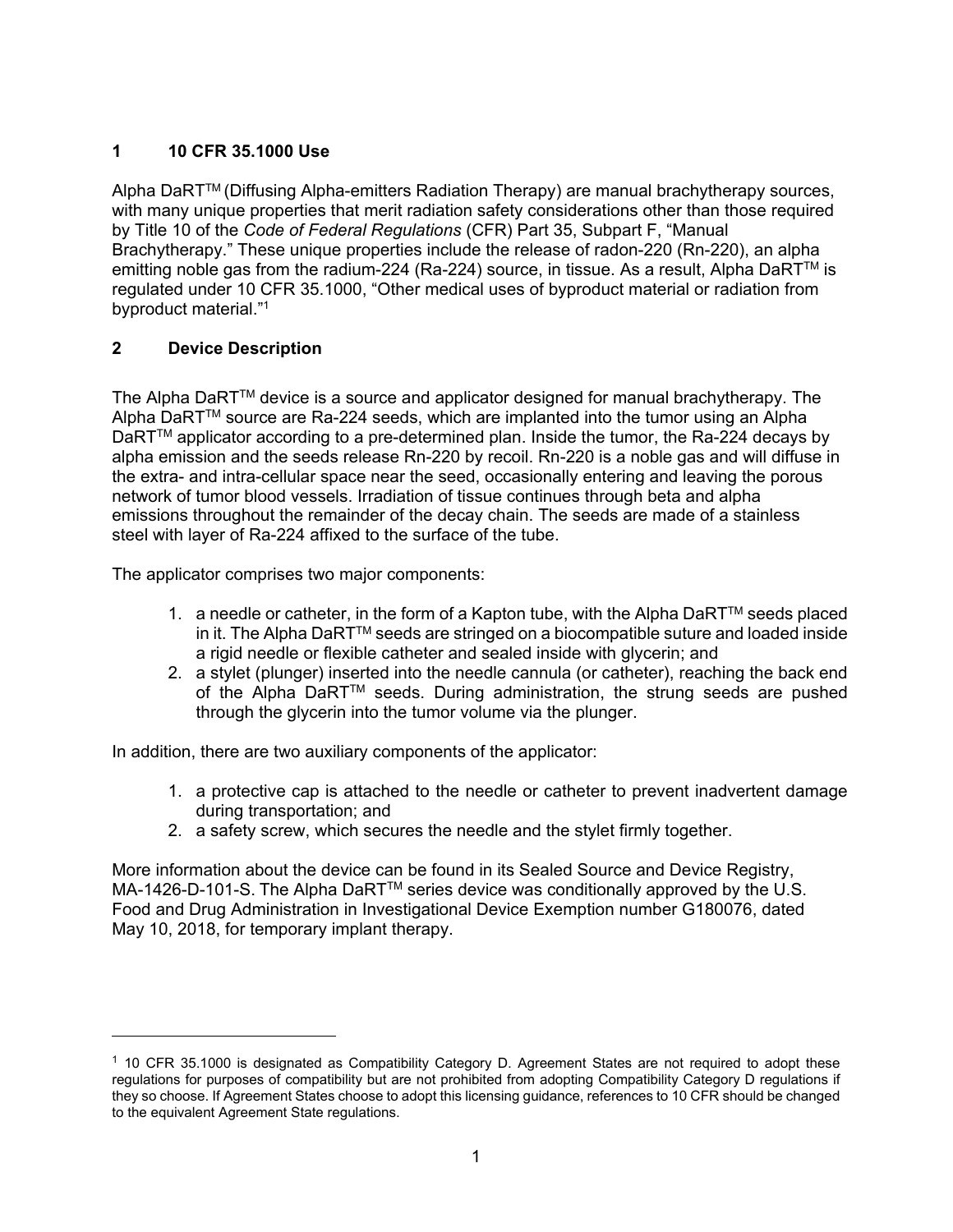## 1 10 CFR 35.1000 Use

Alpha DaRT™ (Diffusing Alpha-emitters Radiation Therapy) are manual brachytherapy sources, with many unique properties that merit radiation safety considerations other than those required by Title 10 of the *Code of Federal Regulations* (CFR) Part 35, Subpart F, "Manual Brachytherapy." These unique properties include the release of radon-220 (Rn-220), an alpha emitting noble gas from the radium-224 (Ra-224) source, in tissue. As a result, Alpha DaRT™ is regulated under 10 CFR 35.1000, "Other medical uses of byproduct material or radiation from byproduct material."[1]

## 2 Device Description

The Alpha DaRT™ device is a source and applicator designed for manual brachytherapy. The Alpha DaRT™ source are Ra-224 seeds, which are implanted into the tumor using an Alpha DaRT™ applicator according to a pre-determined plan. Inside the tumor, the Ra-224 decays by alpha emission and the seeds release Rn-220 by recoil. Rn-220 is a noble gas and will diffuse in the extra- and intra-cellular space near the seed, occasionally entering and leaving the porous network of tumor blood vessels. Irradiation of tissue continues through beta and alpha emissions throughout the remainder of the decay chain. The seeds are made of a stainless steel with layer of Ra-224 affixed to the surface of the tube.

The applicator comprises two major components:

1. a needle or catheter, in the form of a Kapton tube, with the Alpha DaRT™ seeds placed in it. The Alpha DaRT™ seeds are stringed on a biocompatible suture and loaded inside a rigid needle or flexible catheter and sealed inside with glycerin; and
2. a stylet (plunger) inserted into the needle cannula (or catheter), reaching the back end of the Alpha DaRT™ seeds. During administration, the strung seeds are pushed through the glycerin into the tumor volume via the plunger.

In addition, there are two auxiliary components of the applicator:

1. a protective cap is attached to the needle or catheter to prevent inadvertent damage during transportation; and
2. a safety screw, which secures the needle and the stylet firmly together.

More information about the device can be found in its Sealed Source and Device Registry, MA-1426-D-101-S. The Alpha DaRT™ series device was conditionally approved by the U.S. Food and Drug Administration in Investigational Device Exemption number G180076, dated May 10, 2018, for temporary implant therapy.

---

[1] 10 CFR 35.1000 is designated as Compatibility Category D. Agreement States are not required to adopt these regulations for purposes of compatibility but are not prohibited from adopting Compatibility Category D regulations if they so choose. If Agreement States choose to adopt this licensing guidance, references to 10 CFR should be changed to the equivalent Agreement State regulations.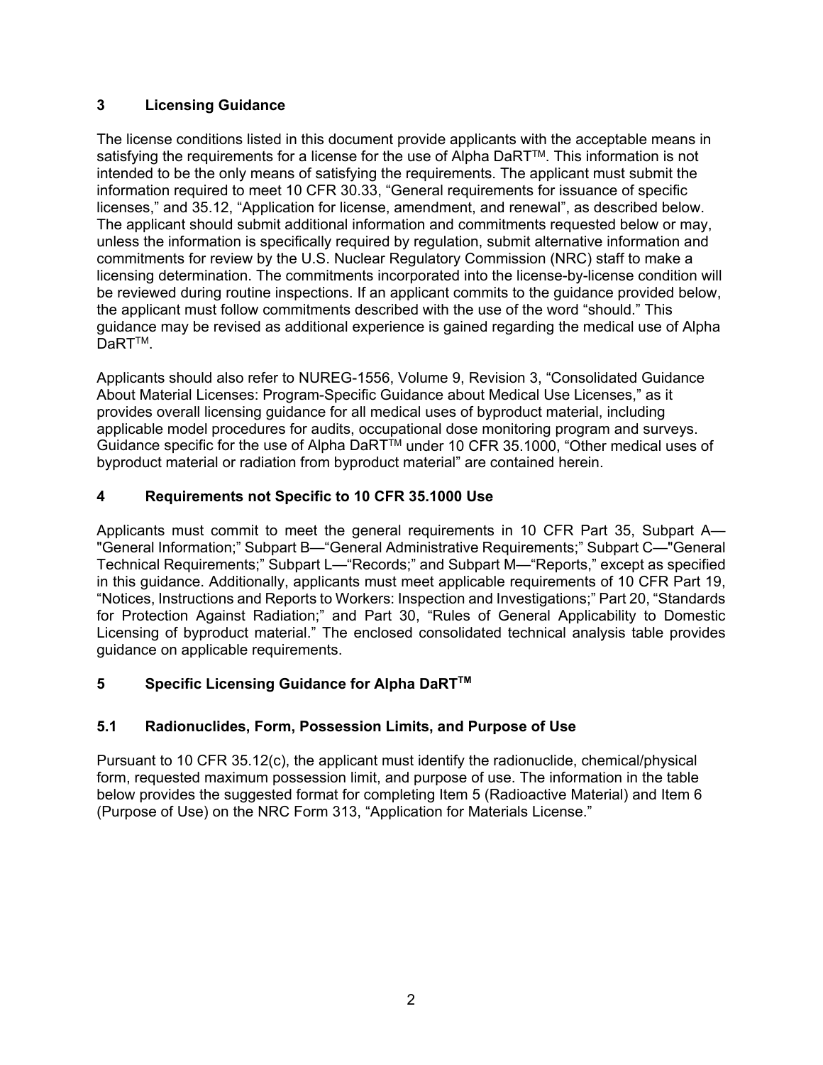## 3 Licensing Guidance

The license conditions listed in this document provide applicants with the acceptable means in satisfying the requirements for a license for the use of Alpha DaRT™. This information is not intended to be the only means of satisfying the requirements. The applicant must submit the information required to meet 10 CFR 30.33, "General requirements for issuance of specific licenses," and 35.12, "Application for license, amendment, and renewal", as described below. The applicant should submit additional information and commitments requested below or may, unless the information is specifically required by regulation, submit alternative information and commitments for review by the U.S. Nuclear Regulatory Commission (NRC) staff to make a licensing determination. The commitments incorporated into the license-by-license condition will be reviewed during routine inspections. If an applicant commits to the guidance provided below, the applicant must follow commitments described with the use of the word "should." This guidance may be revised as additional experience is gained regarding the medical use of Alpha DaRT™.

Applicants should also refer to NUREG-1556, Volume 9, Revision 3, "Consolidated Guidance About Material Licenses: Program-Specific Guidance about Medical Use Licenses," as it provides overall licensing guidance for all medical uses of byproduct material, including applicable model procedures for audits, occupational dose monitoring program and surveys. Guidance specific for the use of Alpha DaRT™ under 10 CFR 35.1000, "Other medical uses of byproduct material or radiation from byproduct material" are contained herein.

## 4 Requirements not Specific to 10 CFR 35.1000 Use

Applicants must commit to meet the general requirements in 10 CFR Part 35, Subpart A—"General Information;" Subpart B—"General Administrative Requirements;" Subpart C—"General Technical Requirements;" Subpart L—"Records;" and Subpart M—"Reports," except as specified in this guidance. Additionally, applicants must meet applicable requirements of 10 CFR Part 19, "Notices, Instructions and Reports to Workers: Inspection and Investigations;" Part 20, "Standards for Protection Against Radiation;" and Part 30, "Rules of General Applicability to Domestic Licensing of byproduct material." The enclosed consolidated technical analysis table provides guidance on applicable requirements.

## 5 Specific Licensing Guidance for Alpha DaRT™

### 5.1 Radionuclides, Form, Possession Limits, and Purpose of Use

Pursuant to 10 CFR 35.12(c), the applicant must identify the radionuclide, chemical/physical form, requested maximum possession limit, and purpose of use. The information in the table below provides the suggested format for completing Item 5 (Radioactive Material) and Item 6 (Purpose of Use) on the NRC Form 313, "Application for Materials License."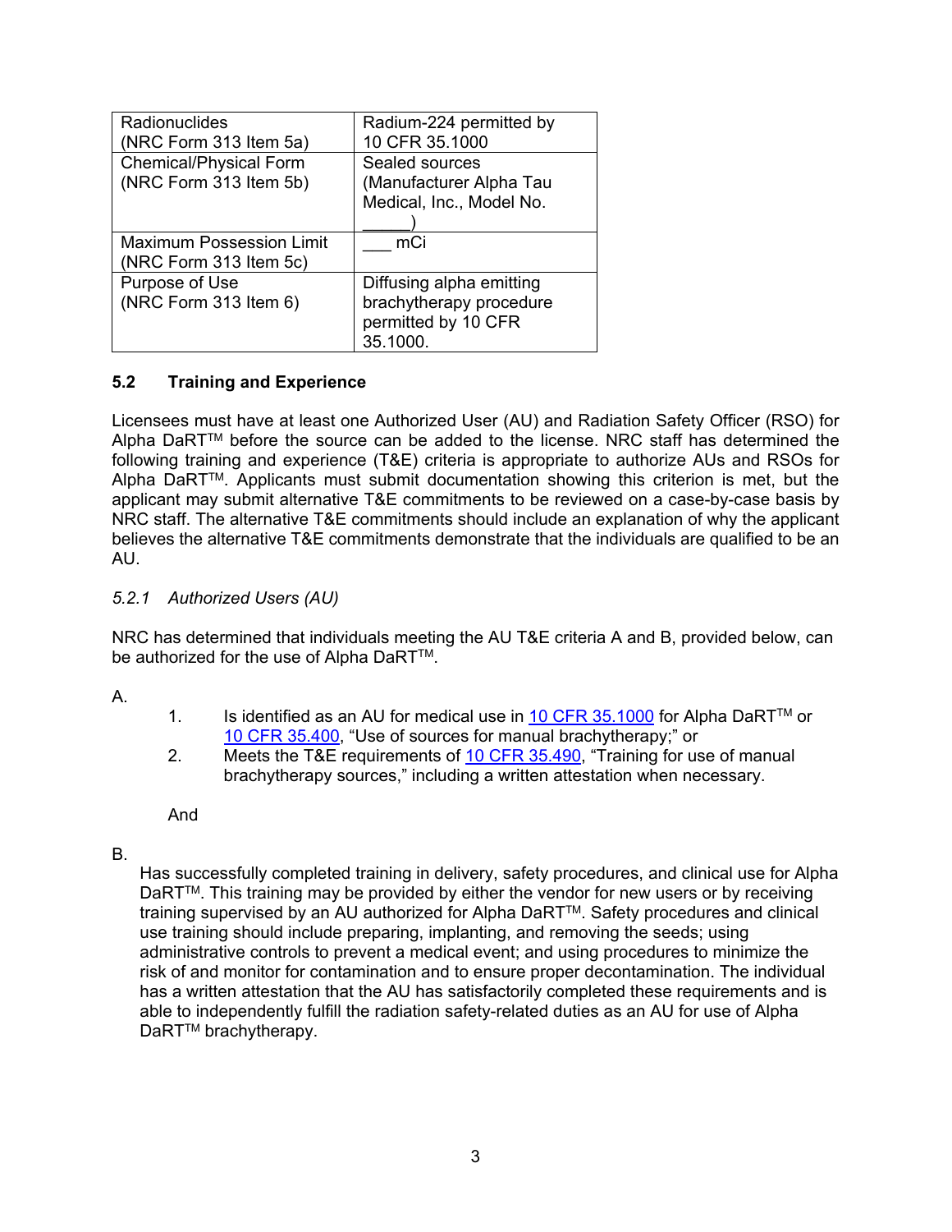| Radionuclides (NRC Form 313 Item 5a) | Radium-224 permitted by 10 CFR 35.1000 |
| --- | --- |
| Chemical/Physical Form (NRC Form 313 Item 5b) | Sealed sources (Manufacturer Alpha Tau Medical, Inc., Model No. _____) |
| Maximum Possession Limit (NRC Form 313 Item 5c) | ___ mCi |
| Purpose of Use (NRC Form 313 Item 6) | Diffusing alpha emitting brachytherapy procedure permitted by 10 CFR 35.1000. |

### 5.2 Training and Experience

Licensees must have at least one Authorized User (AU) and Radiation Safety Officer (RSO) for Alpha DaRT™ before the source can be added to the license. NRC staff has determined the following training and experience (T&E) criteria is appropriate to authorize AUs and RSOs for Alpha DaRT™. Applicants must submit documentation showing this criterion is met, but the applicant may submit alternative T&E commitments to be reviewed on a case-by-case basis by NRC staff. The alternative T&E commitments should include an explanation of why the applicant believes the alternative T&E commitments demonstrate that the individuals are qualified to be an AU.

#### *5.2.1 Authorized Users (AU)*

NRC has determined that individuals meeting the AU T&E criteria A and B, provided below, can be authorized for the use of Alpha DaRT™.

A.

1. Is identified as an AU for medical use in 10 CFR 35.1000 for Alpha DaRT™ or 10 CFR 35.400, "Use of sources for manual brachytherapy;" or
2. Meets the T&E requirements of 10 CFR 35.490, "Training for use of manual brachytherapy sources," including a written attestation when necessary.

And

B.

Has successfully completed training in delivery, safety procedures, and clinical use for Alpha DaRT™. This training may be provided by either the vendor for new users or by receiving training supervised by an AU authorized for Alpha DaRT™. Safety procedures and clinical use training should include preparing, implanting, and removing the seeds; using administrative controls to prevent a medical event; and using procedures to minimize the risk of and monitor for contamination and to ensure proper decontamination. The individual has a written attestation that the AU has satisfactorily completed these requirements and is able to independently fulfill the radiation safety-related duties as an AU for use of Alpha DaRT™ brachytherapy.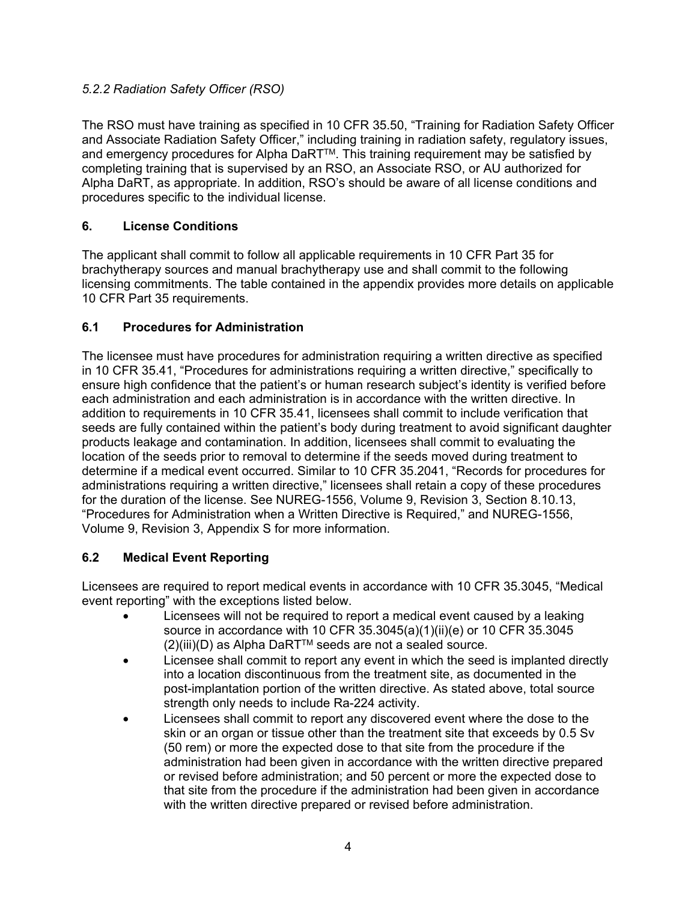*5.2.2 Radiation Safety Officer (RSO)*

The RSO must have training as specified in 10 CFR 35.50, “Training for Radiation Safety Officer and Associate Radiation Safety Officer,” including training in radiation safety, regulatory issues, and emergency procedures for Alpha DaRT™. This training requirement may be satisfied by completing training that is supervised by an RSO, an Associate RSO, or AU authorized for Alpha DaRT, as appropriate. In addition, RSO’s should be aware of all license conditions and procedures specific to the individual license.

## 6. License Conditions

The applicant shall commit to follow all applicable requirements in 10 CFR Part 35 for brachytherapy sources and manual brachytherapy use and shall commit to the following licensing commitments. The table contained in the appendix provides more details on applicable 10 CFR Part 35 requirements.

### 6.1 Procedures for Administration

The licensee must have procedures for administration requiring a written directive as specified in 10 CFR 35.41, “Procedures for administrations requiring a written directive,” specifically to ensure high confidence that the patient’s or human research subject’s identity is verified before each administration and each administration is in accordance with the written directive. In addition to requirements in 10 CFR 35.41, licensees shall commit to include verification that seeds are fully contained within the patient’s body during treatment to avoid significant daughter products leakage and contamination. In addition, licensees shall commit to evaluating the location of the seeds prior to removal to determine if the seeds moved during treatment to determine if a medical event occurred. Similar to 10 CFR 35.2041, “Records for procedures for administrations requiring a written directive,” licensees shall retain a copy of these procedures for the duration of the license. See NUREG-1556, Volume 9, Revision 3, Section 8.10.13, “Procedures for Administration when a Written Directive is Required,” and NUREG-1556, Volume 9, Revision 3, Appendix S for more information.

### 6.2 Medical Event Reporting

Licensees are required to report medical events in accordance with 10 CFR 35.3045, “Medical event reporting” with the exceptions listed below.

- Licensees will not be required to report a medical event caused by a leaking source in accordance with 10 CFR 35.3045(a)(1)(ii)(e) or 10 CFR 35.3045 (2)(iii)(D) as Alpha DaRT™ seeds are not a sealed source.
- Licensee shall commit to report any event in which the seed is implanted directly into a location discontinuous from the treatment site, as documented in the post-implantation portion of the written directive. As stated above, total source strength only needs to include Ra-224 activity.
- Licensees shall commit to report any discovered event where the dose to the skin or an organ or tissue other than the treatment site that exceeds by 0.5 Sv (50 rem) or more the expected dose to that site from the procedure if the administration had been given in accordance with the written directive prepared or revised before administration; and 50 percent or more the expected dose to that site from the procedure if the administration had been given in accordance with the written directive prepared or revised before administration.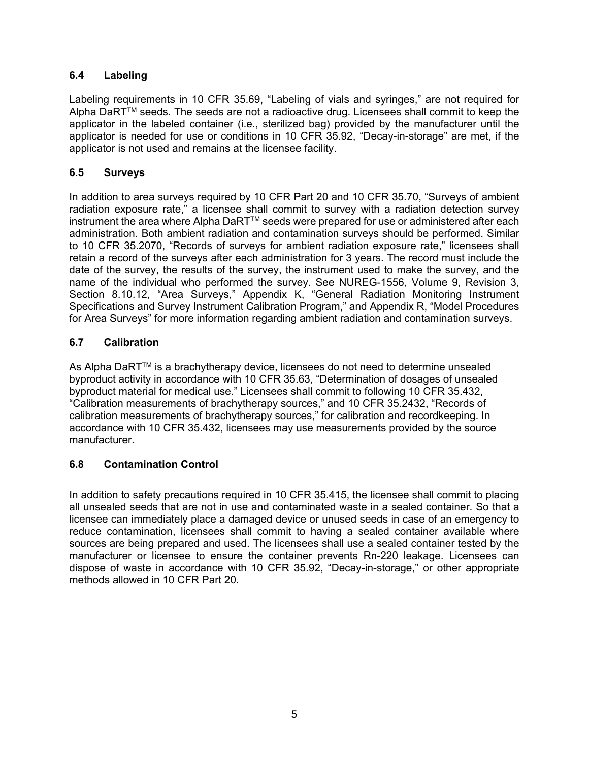### 6.4 Labeling

Labeling requirements in 10 CFR 35.69, "Labeling of vials and syringes," are not required for Alpha DaRT™ seeds. The seeds are not a radioactive drug. Licensees shall commit to keep the applicator in the labeled container (i.e., sterilized bag) provided by the manufacturer until the applicator is needed for use or conditions in 10 CFR 35.92, "Decay-in-storage" are met, if the applicator is not used and remains at the licensee facility.

### 6.5 Surveys

In addition to area surveys required by 10 CFR Part 20 and 10 CFR 35.70, "Surveys of ambient radiation exposure rate," a licensee shall commit to survey with a radiation detection survey instrument the area where Alpha DaRT™ seeds were prepared for use or administered after each administration. Both ambient radiation and contamination surveys should be performed. Similar to 10 CFR 35.2070, "Records of surveys for ambient radiation exposure rate," licensees shall retain a record of the surveys after each administration for 3 years. The record must include the date of the survey, the results of the survey, the instrument used to make the survey, and the name of the individual who performed the survey. See NUREG-1556, Volume 9, Revision 3, Section 8.10.12, "Area Surveys," Appendix K, "General Radiation Monitoring Instrument Specifications and Survey Instrument Calibration Program," and Appendix R, "Model Procedures for Area Surveys" for more information regarding ambient radiation and contamination surveys.

### 6.7 Calibration

As Alpha DaRT™ is a brachytherapy device, licensees do not need to determine unsealed byproduct activity in accordance with 10 CFR 35.63, "Determination of dosages of unsealed byproduct material for medical use." Licensees shall commit to following 10 CFR 35.432, "Calibration measurements of brachytherapy sources," and 10 CFR 35.2432, "Records of calibration measurements of brachytherapy sources," for calibration and recordkeeping. In accordance with 10 CFR 35.432, licensees may use measurements provided by the source manufacturer.

### 6.8 Contamination Control

In addition to safety precautions required in 10 CFR 35.415, the licensee shall commit to placing all unsealed seeds that are not in use and contaminated waste in a sealed container. So that a licensee can immediately place a damaged device or unused seeds in case of an emergency to reduce contamination, licensees shall commit to having a sealed container available where sources are being prepared and used. The licensees shall use a sealed container tested by the manufacturer or licensee to ensure the container prevents Rn-220 leakage. Licensees can dispose of waste in accordance with 10 CFR 35.92, "Decay-in-storage," or other appropriate methods allowed in 10 CFR Part 20.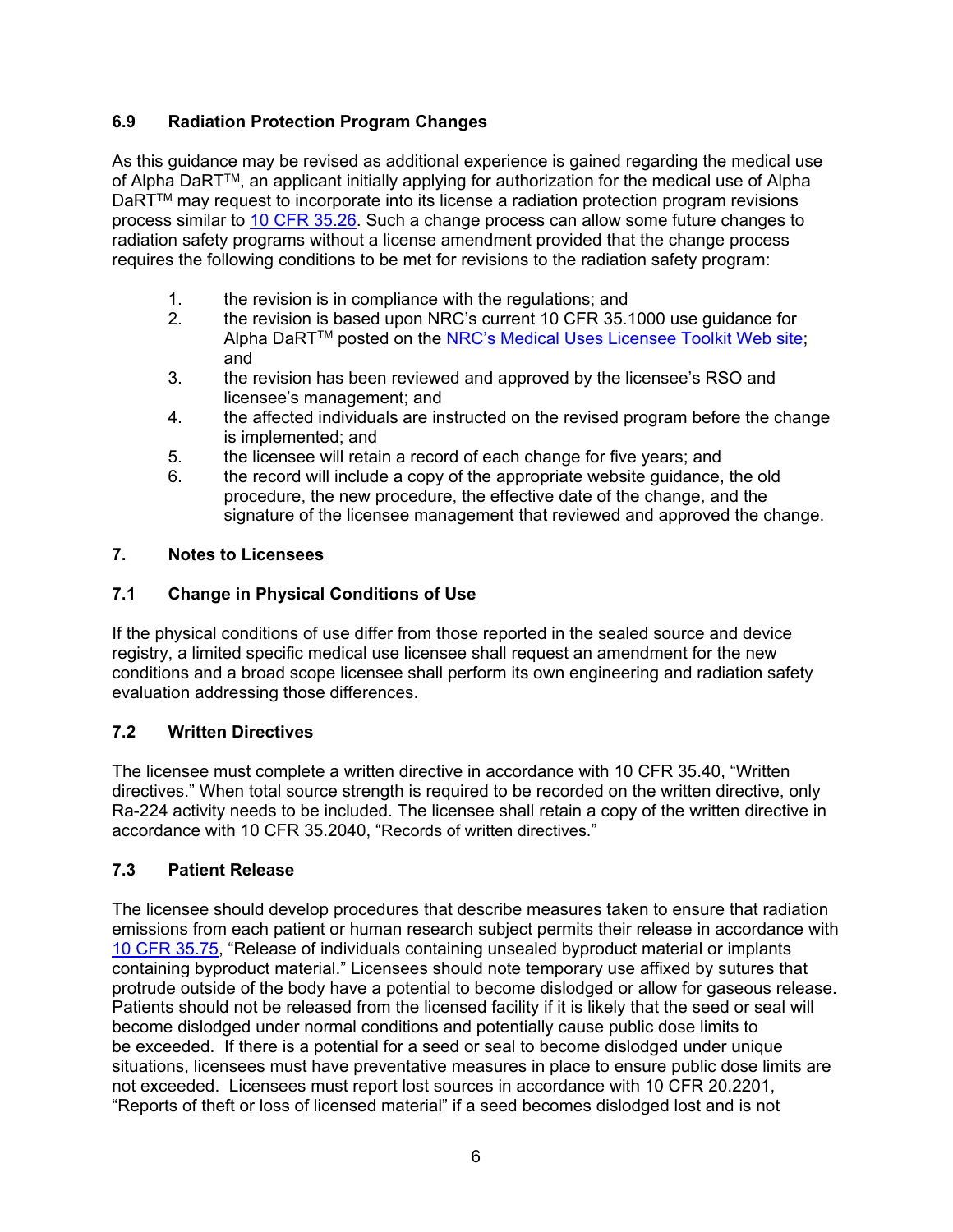### 6.9 Radiation Protection Program Changes

As this guidance may be revised as additional experience is gained regarding the medical use of Alpha DaRT™, an applicant initially applying for authorization for the medical use of Alpha DaRT™ may request to incorporate into its license a radiation protection program revisions process similar to 10 CFR 35.26. Such a change process can allow some future changes to radiation safety programs without a license amendment provided that the change process requires the following conditions to be met for revisions to the radiation safety program:

1. the revision is in compliance with the regulations; and
2. the revision is based upon NRC's current 10 CFR 35.1000 use guidance for Alpha DaRT™ posted on the NRC's Medical Uses Licensee Toolkit Web site; and
3. the revision has been reviewed and approved by the licensee's RSO and licensee's management; and
4. the affected individuals are instructed on the revised program before the change is implemented; and
5. the licensee will retain a record of each change for five years; and
6. the record will include a copy of the appropriate website guidance, the old procedure, the new procedure, the effective date of the change, and the signature of the licensee management that reviewed and approved the change.

## 7. Notes to Licensees

### 7.1 Change in Physical Conditions of Use

If the physical conditions of use differ from those reported in the sealed source and device registry, a limited specific medical use licensee shall request an amendment for the new conditions and a broad scope licensee shall perform its own engineering and radiation safety evaluation addressing those differences.

### 7.2 Written Directives

The licensee must complete a written directive in accordance with 10 CFR 35.40, "Written directives." When total source strength is required to be recorded on the written directive, only Ra-224 activity needs to be included. The licensee shall retain a copy of the written directive in accordance with 10 CFR 35.2040, "Records of written directives."

### 7.3 Patient Release

The licensee should develop procedures that describe measures taken to ensure that radiation emissions from each patient or human research subject permits their release in accordance with 10 CFR 35.75, "Release of individuals containing unsealed byproduct material or implants containing byproduct material." Licensees should note temporary use affixed by sutures that protrude outside of the body have a potential to become dislodged or allow for gaseous release. Patients should not be released from the licensed facility if it is likely that the seed or seal will become dislodged under normal conditions and potentially cause public dose limits to be exceeded. If there is a potential for a seed or seal to become dislodged under unique situations, licensees must have preventative measures in place to ensure public dose limits are not exceeded. Licensees must report lost sources in accordance with 10 CFR 20.2201, "Reports of theft or loss of licensed material" if a seed becomes dislodged lost and is not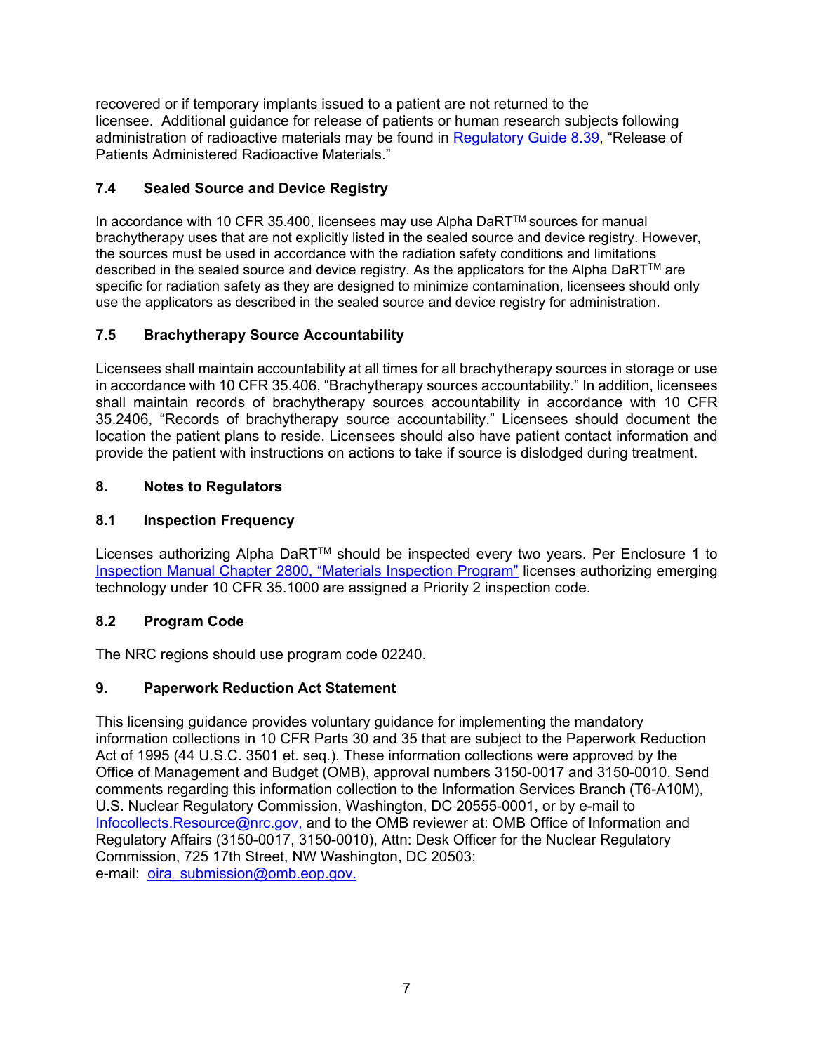recovered or if temporary implants issued to a patient are not returned to the licensee. Additional guidance for release of patients or human research subjects following administration of radioactive materials may be found in Regulatory Guide 8.39, "Release of Patients Administered Radioactive Materials."

## 7.4 Sealed Source and Device Registry

In accordance with 10 CFR 35.400, licensees may use Alpha DaRT™ sources for manual brachytherapy uses that are not explicitly listed in the sealed source and device registry. However, the sources must be used in accordance with the radiation safety conditions and limitations described in the sealed source and device registry. As the applicators for the Alpha DaRT™ are specific for radiation safety as they are designed to minimize contamination, licensees should only use the applicators as described in the sealed source and device registry for administration.

## 7.5 Brachytherapy Source Accountability

Licensees shall maintain accountability at all times for all brachytherapy sources in storage or use in accordance with 10 CFR 35.406, "Brachytherapy sources accountability." In addition, licensees shall maintain records of brachytherapy sources accountability in accordance with 10 CFR 35.2406, "Records of brachytherapy source accountability." Licensees should document the location the patient plans to reside. Licensees should also have patient contact information and provide the patient with instructions on actions to take if source is dislodged during treatment.

# 8. Notes to Regulators

## 8.1 Inspection Frequency

Licenses authorizing Alpha DaRT™ should be inspected every two years. Per Enclosure 1 to Inspection Manual Chapter 2800, "Materials Inspection Program" licenses authorizing emerging technology under 10 CFR 35.1000 are assigned a Priority 2 inspection code.

## 8.2 Program Code

The NRC regions should use program code 02240.

# 9. Paperwork Reduction Act Statement

This licensing guidance provides voluntary guidance for implementing the mandatory information collections in 10 CFR Parts 30 and 35 that are subject to the Paperwork Reduction Act of 1995 (44 U.S.C. 3501 et. seq.). These information collections were approved by the Office of Management and Budget (OMB), approval numbers 3150-0017 and 3150-0010. Send comments regarding this information collection to the Information Services Branch (T6-A10M), U.S. Nuclear Regulatory Commission, Washington, DC 20555-0001, or by e-mail to Infocollects.Resource@nrc.gov, and to the OMB reviewer at: OMB Office of Information and Regulatory Affairs (3150-0017, 3150-0010), Attn: Desk Officer for the Nuclear Regulatory Commission, 725 17th Street, NW Washington, DC 20503;
e-mail: oira_submission@omb.eop.gov.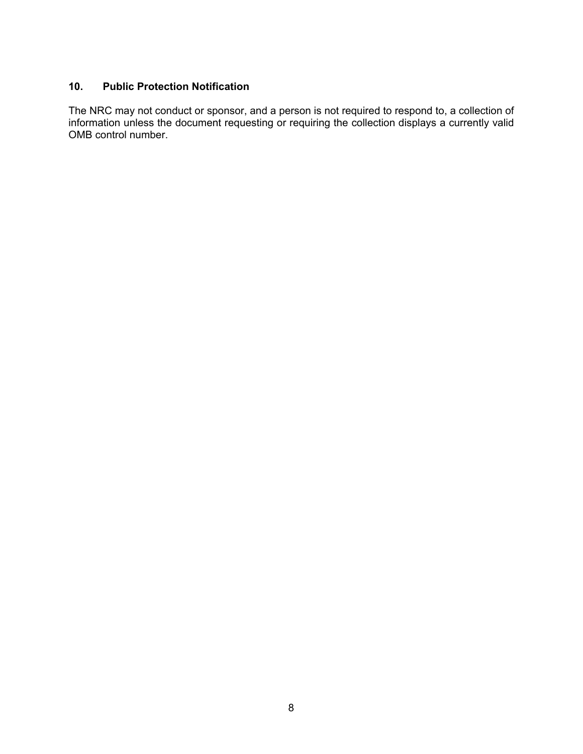## 10. Public Protection Notification

The NRC may not conduct or sponsor, and a person is not required to respond to, a collection of information unless the document requesting or requiring the collection displays a currently valid OMB control number.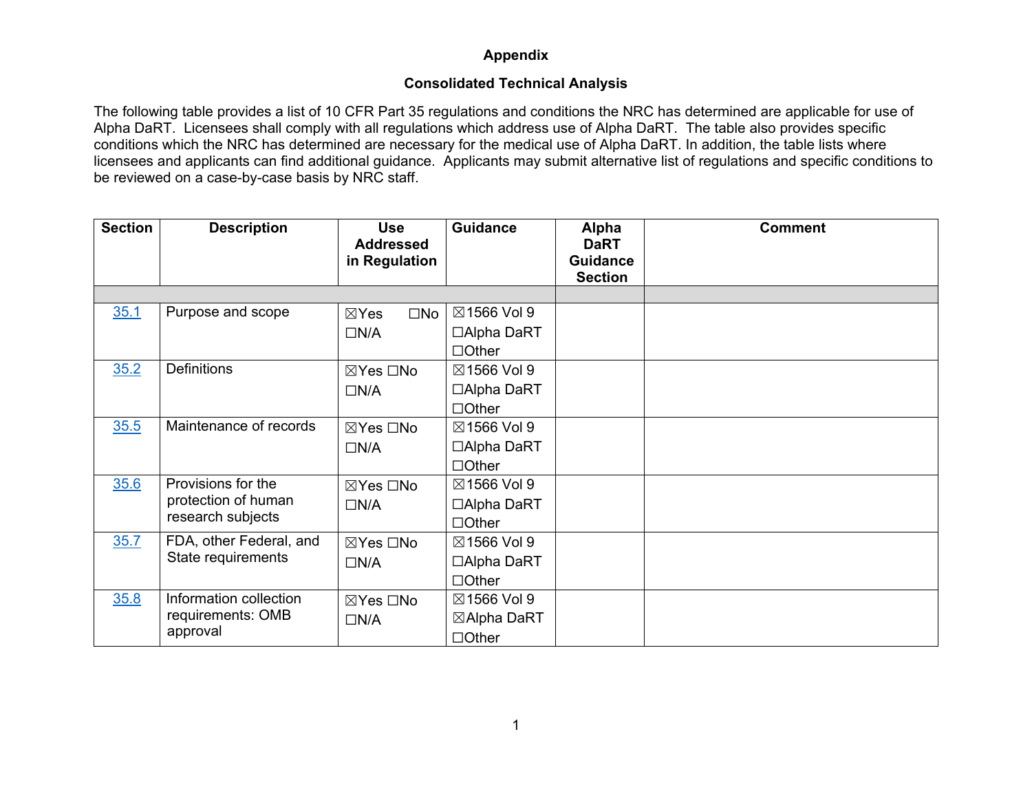# Appendix

## Consolidated Technical Analysis

The following table provides a list of 10 CFR Part 35 regulations and conditions the NRC has determined are applicable for use of Alpha DaRT. Licensees shall comply with all regulations which address use of Alpha DaRT. The table also provides specific conditions which the NRC has determined are necessary for the medical use of Alpha DaRT. In addition, the table lists where licensees and applicants can find additional guidance. Applicants may submit alternative list of regulations and specific conditions to be reviewed on a case-by-case basis by NRC staff.

| Section | Description | Use Addressed in Regulation | Guidance | Alpha DaRT Guidance Section | Comment |
|---|---|---|---|---|---|
| | | | | | |
| 35.1 | Purpose and scope | ☒Yes ☐No ☐N/A | ☒1566 Vol 9 ☐Alpha DaRT ☐Other | | |
| 35.2 | Definitions | ☒Yes ☐No ☐N/A | ☒1566 Vol 9 ☐Alpha DaRT ☐Other | | |
| 35.5 | Maintenance of records | ☒Yes ☐No ☐N/A | ☒1566 Vol 9 ☐Alpha DaRT ☐Other | | |
| 35.6 | Provisions for the protection of human research subjects | ☒Yes ☐No ☐N/A | ☒1566 Vol 9 ☐Alpha DaRT ☐Other | | |
| 35.7 | FDA, other Federal, and State requirements | ☒Yes ☐No ☐N/A | ☒1566 Vol 9 ☐Alpha DaRT ☐Other | | |
| 35.8 | Information collection requirements: OMB approval | ☒Yes ☐No ☐N/A | ☒1566 Vol 9 ☒Alpha DaRT ☐Other | | |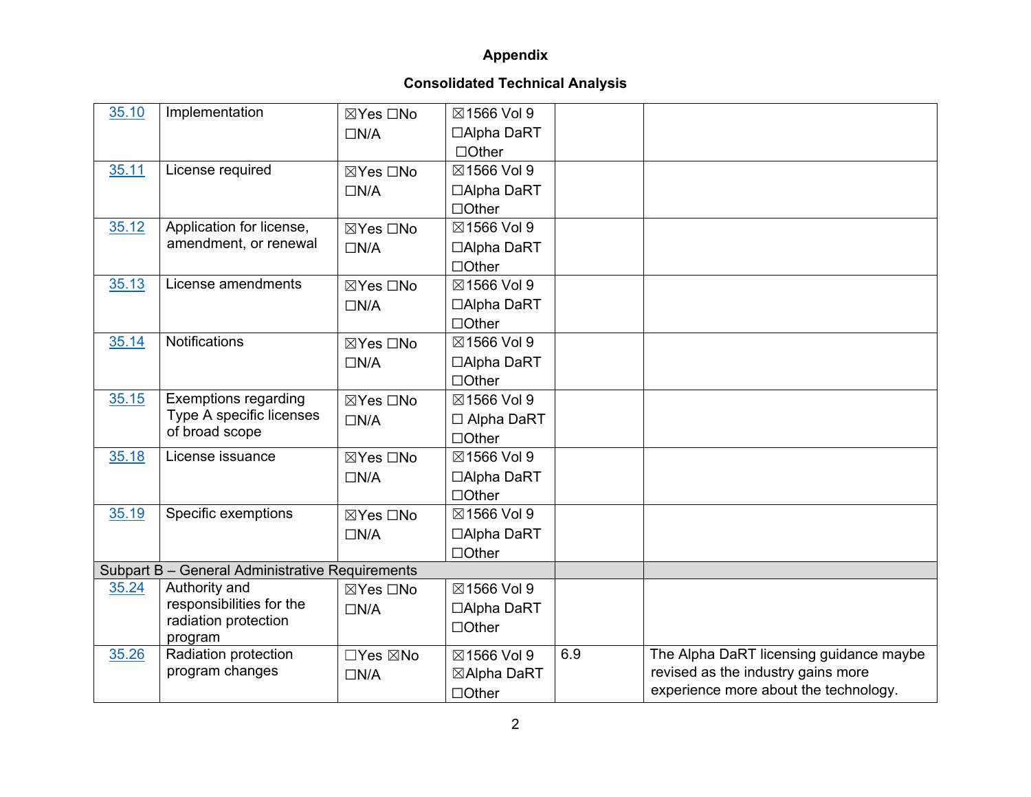**Appendix**

**Consolidated Technical Analysis**

| | | | | | |
|---|---|---|---|---|---|
| 35.10 | Implementation | ☒Yes ☐No ☐N/A | ☒1566 Vol 9 ☐Alpha DaRT ☐Other | | |
| 35.11 | License required | ☒Yes ☐No ☐N/A | ☒1566 Vol 9 ☐Alpha DaRT ☐Other | | |
| 35.12 | Application for license, amendment, or renewal | ☒Yes ☐No ☐N/A | ☒1566 Vol 9 ☐Alpha DaRT ☐Other | | |
| 35.13 | License amendments | ☒Yes ☐No ☐N/A | ☒1566 Vol 9 ☐Alpha DaRT ☐Other | | |
| 35.14 | Notifications | ☒Yes ☐No ☐N/A | ☒1566 Vol 9 ☐Alpha DaRT ☐Other | | |
| 35.15 | Exemptions regarding Type A specific licenses of broad scope | ☒Yes ☐No ☐N/A | ☒1566 Vol 9 ☐ Alpha DaRT ☐Other | | |
| 35.18 | License issuance | ☒Yes ☐No ☐N/A | ☒1566 Vol 9 ☐Alpha DaRT ☐Other | | |
| 35.19 | Specific exemptions | ☒Yes ☐No ☐N/A | ☒1566 Vol 9 ☐Alpha DaRT ☐Other | | |
| Subpart B – General Administrative Requirements | | | | | |
| 35.24 | Authority and responsibilities for the radiation protection program | ☒Yes ☐No ☐N/A | ☒1566 Vol 9 ☐Alpha DaRT ☐Other | | |
| 35.26 | Radiation protection program changes | ☐Yes ☒No ☐N/A | ☒1566 Vol 9 ☒Alpha DaRT ☐Other | 6.9 | The Alpha DaRT licensing guidance maybe revised as the industry gains more experience more about the technology. |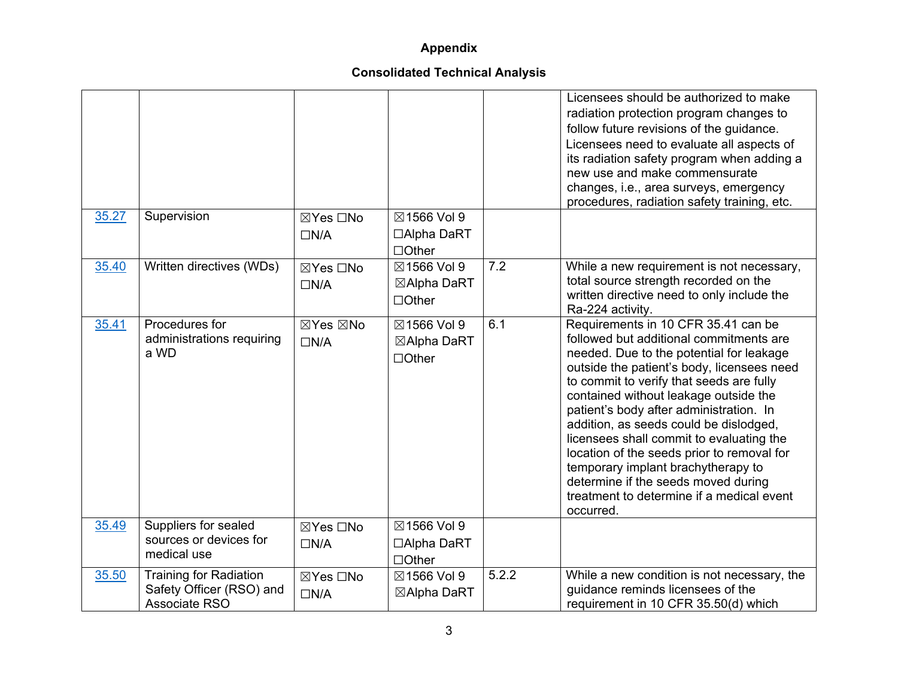## Appendix

## Consolidated Technical Analysis

| | | | | | |
|---|---|---|---|---|---|
| | | | | | Licensees should be authorized to make radiation protection program changes to follow future revisions of the guidance. Licensees need to evaluate all aspects of its radiation safety program when adding a new use and make commensurate changes, i.e., area surveys, emergency procedures, radiation safety training, etc. |
| 35.27 | Supervision | ☒Yes ☐No ☐N/A | ☒1566 Vol 9 ☐Alpha DaRT ☐Other | | |
| 35.40 | Written directives (WDs) | ☒Yes ☐No ☐N/A | ☒1566 Vol 9 ☒Alpha DaRT ☐Other | 7.2 | While a new requirement is not necessary, total source strength recorded on the written directive need to only include the Ra-224 activity. |
| 35.41 | Procedures for administrations requiring a WD | ☒Yes ☒No ☐N/A | ☒1566 Vol 9 ☒Alpha DaRT ☐Other | 6.1 | Requirements in 10 CFR 35.41 can be followed but additional commitments are needed. Due to the potential for leakage outside the patient's body, licensees need to commit to verify that seeds are fully contained without leakage outside the patient's body after administration. In addition, as seeds could be dislodged, licensees shall commit to evaluating the location of the seeds prior to removal for temporary implant brachytherapy to determine if the seeds moved during treatment to determine if a medical event occurred. |
| 35.49 | Suppliers for sealed sources or devices for medical use | ☒Yes ☐No ☐N/A | ☒1566 Vol 9 ☐Alpha DaRT ☐Other | | |
| 35.50 | Training for Radiation Safety Officer (RSO) and Associate RSO | ☒Yes ☐No ☐N/A | ☒1566 Vol 9 ☒Alpha DaRT | 5.2.2 | While a new condition is not necessary, the guidance reminds licensees of the requirement in 10 CFR 35.50(d) which |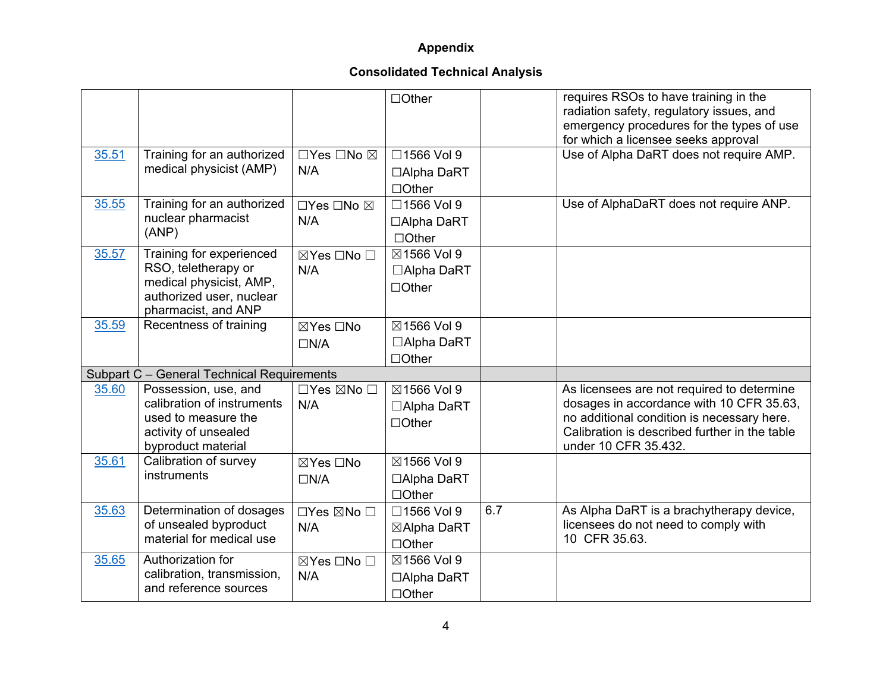**Appendix**

**Consolidated Technical Analysis**

| | | | | | |
|---|---|---|---|---|---|
| | | | ☐Other | | requires RSOs to have training in the radiation safety, regulatory issues, and emergency procedures for the types of use for which a licensee seeks approval |
| 35.51 | Training for an authorized medical physicist (AMP) | ☐Yes ☐No ☒ N/A | ☐1566 Vol 9 ☐Alpha DaRT ☐Other | | Use of Alpha DaRT does not require AMP. |
| 35.55 | Training for an authorized nuclear pharmacist (ANP) | ☐Yes ☐No ☒ N/A | ☐1566 Vol 9 ☐Alpha DaRT ☐Other | | Use of AlphaDaRT does not require ANP. |
| 35.57 | Training for experienced RSO, teletherapy or medical physicist, AMP, authorized user, nuclear pharmacist, and ANP | ☒Yes ☐No ☐ N/A | ☒1566 Vol 9 ☐Alpha DaRT ☐Other | | |
| 35.59 | Recentness of training | ☒Yes ☐No ☐N/A | ☒1566 Vol 9 ☐Alpha DaRT ☐Other | | |
| Subpart C – General Technical Requirements | | | | | |
| 35.60 | Possession, use, and calibration of instruments used to measure the activity of unsealed byproduct material | ☐Yes ☒No ☐ N/A | ☒1566 Vol 9 ☐Alpha DaRT ☐Other | | As licensees are not required to determine dosages in accordance with 10 CFR 35.63, no additional condition is necessary here. Calibration is described further in the table under 10 CFR 35.432. |
| 35.61 | Calibration of survey instruments | ☒Yes ☐No ☐N/A | ☒1566 Vol 9 ☐Alpha DaRT ☐Other | | |
| 35.63 | Determination of dosages of unsealed byproduct material for medical use | ☐Yes ☒No ☐ N/A | ☐1566 Vol 9 ☒Alpha DaRT ☐Other | 6.7 | As Alpha DaRT is a brachytherapy device, licensees do not need to comply with 10 CFR 35.63. |
| 35.65 | Authorization for calibration, transmission, and reference sources | ☒Yes ☐No ☐ N/A | ☒1566 Vol 9 ☐Alpha DaRT ☐Other | | |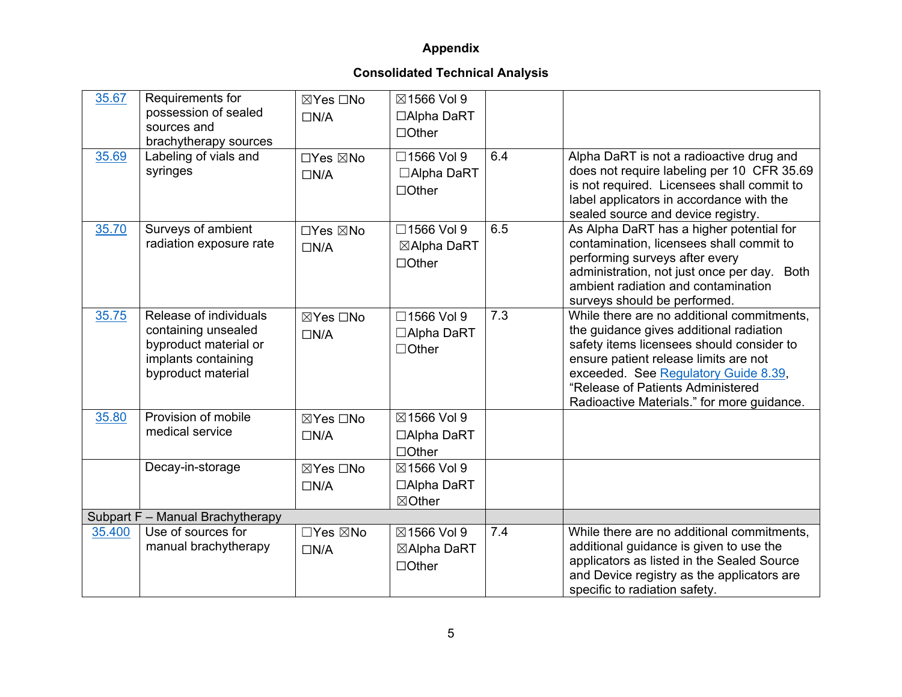## Appendix

## Consolidated Technical Analysis

| | | | | | |
|---|---|---|---|---|---|
| 35.67 | Requirements for possession of sealed sources and brachytherapy sources | ☒Yes ☐No ☐N/A | ☒1566 Vol 9 ☐Alpha DaRT ☐Other | | |
| 35.69 | Labeling of vials and syringes | ☐Yes ☒No ☐N/A | ☐1566 Vol 9 ☐Alpha DaRT ☐Other | 6.4 | Alpha DaRT is not a radioactive drug and does not require labeling per 10 CFR 35.69 is not required. Licensees shall commit to label applicators in accordance with the sealed source and device registry. |
| 35.70 | Surveys of ambient radiation exposure rate | ☐Yes ☒No ☐N/A | ☐1566 Vol 9 ☒Alpha DaRT ☐Other | 6.5 | As Alpha DaRT has a higher potential for contamination, licensees shall commit to performing surveys after every administration, not just once per day. Both ambient radiation and contamination surveys should be performed. |
| 35.75 | Release of individuals containing unsealed byproduct material or implants containing byproduct material | ☒Yes ☐No ☐N/A | ☐1566 Vol 9 ☐Alpha DaRT ☐Other | 7.3 | While there are no additional commitments, the guidance gives additional radiation safety items licensees should consider to ensure patient release limits are not exceeded. See Regulatory Guide 8.39, "Release of Patients Administered Radioactive Materials." for more guidance. |
| 35.80 | Provision of mobile medical service | ☒Yes ☐No ☐N/A | ☒1566 Vol 9 ☐Alpha DaRT ☐Other | | |
| | Decay-in-storage | ☒Yes ☐No ☐N/A | ☒1566 Vol 9 ☐Alpha DaRT ☒Other | | |
| Subpart F – Manual Brachytherapy | | | | | |
| 35.400 | Use of sources for manual brachytherapy | ☐Yes ☒No ☐N/A | ☒1566 Vol 9 ☒Alpha DaRT ☐Other | 7.4 | While there are no additional commitments, additional guidance is given to use the applicators as listed in the Sealed Source and Device registry as the applicators are specific to radiation safety. |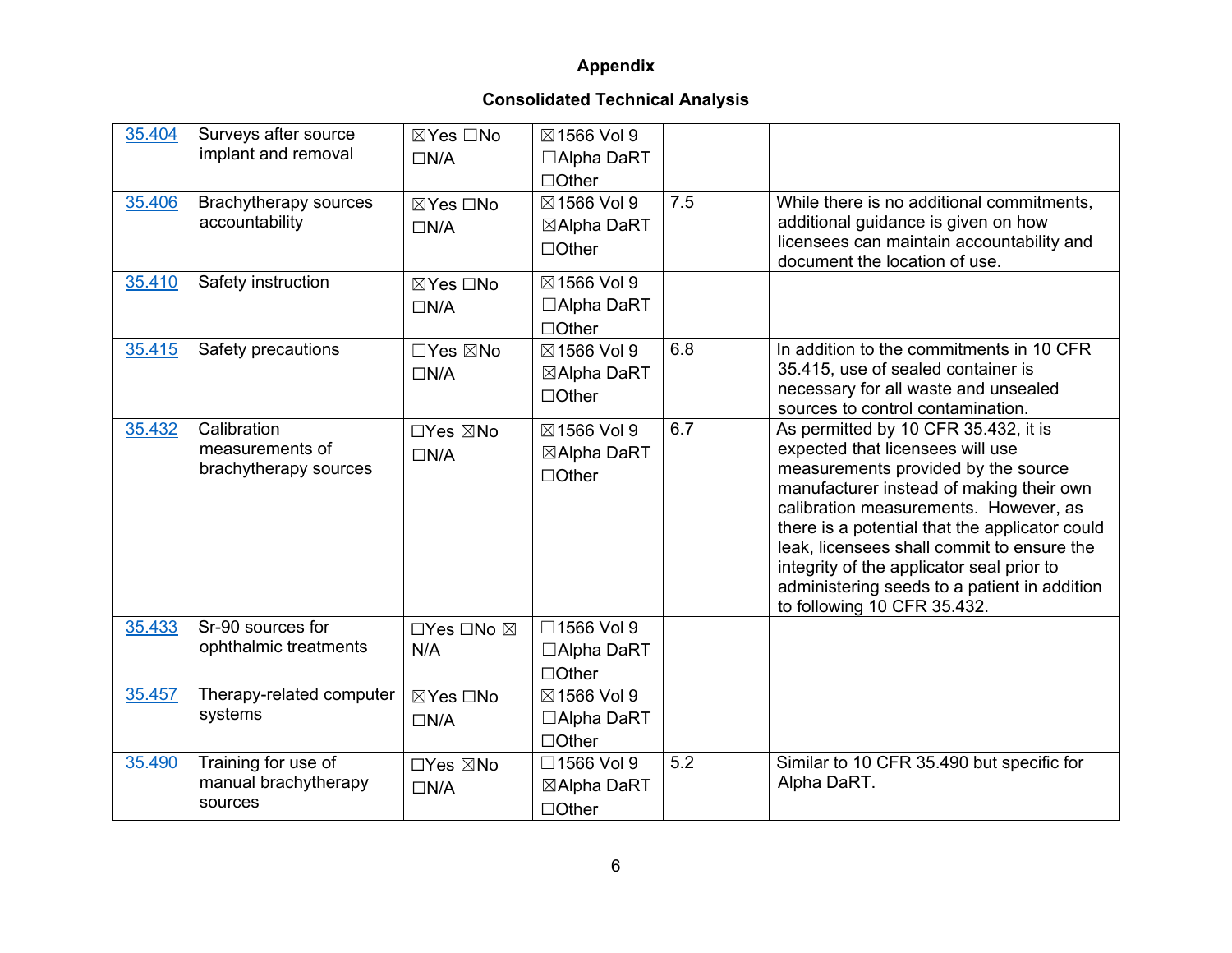**Appendix**

**Consolidated Technical Analysis**

| | | | | | |
|---|---|---|---|---|---|
| 35.404 | Surveys after source implant and removal | ☒Yes ☐No ☐N/A | ☒1566 Vol 9 ☐Alpha DaRT ☐Other | | |
| 35.406 | Brachytherapy sources accountability | ☒Yes ☐No ☐N/A | ☒1566 Vol 9 ☒Alpha DaRT ☐Other | 7.5 | While there is no additional commitments, additional guidance is given on how licensees can maintain accountability and document the location of use. |
| 35.410 | Safety instruction | ☒Yes ☐No ☐N/A | ☒1566 Vol 9 ☐Alpha DaRT ☐Other | | |
| 35.415 | Safety precautions | ☐Yes ☒No ☐N/A | ☒1566 Vol 9 ☒Alpha DaRT ☐Other | 6.8 | In addition to the commitments in 10 CFR 35.415, use of sealed container is necessary for all waste and unsealed sources to control contamination. |
| 35.432 | Calibration measurements of brachytherapy sources | ☐Yes ☒No ☐N/A | ☒1566 Vol 9 ☒Alpha DaRT ☐Other | 6.7 | As permitted by 10 CFR 35.432, it is expected that licensees will use measurements provided by the source manufacturer instead of making their own calibration measurements. However, as there is a potential that the applicator could leak, licensees shall commit to ensure the integrity of the applicator seal prior to administering seeds to a patient in addition to following 10 CFR 35.432. |
| 35.433 | Sr-90 sources for ophthalmic treatments | ☐Yes ☐No ☒ N/A | ☐1566 Vol 9 ☐Alpha DaRT ☐Other | | |
| 35.457 | Therapy-related computer systems | ☒Yes ☐No ☐N/A | ☒1566 Vol 9 ☐Alpha DaRT ☐Other | | |
| 35.490 | Training for use of manual brachytherapy sources | ☐Yes ☒No ☐N/A | ☐1566 Vol 9 ☒Alpha DaRT ☐Other | 5.2 | Similar to 10 CFR 35.490 but specific for Alpha DaRT. |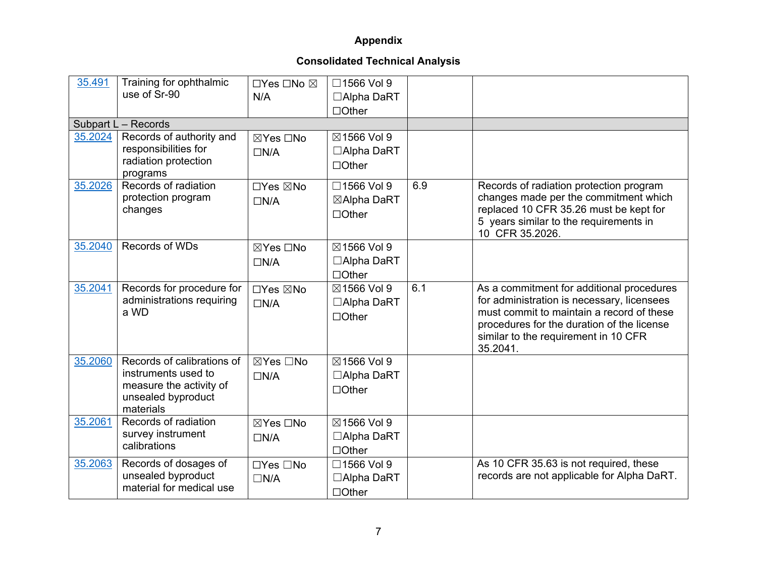**Appendix**

**Consolidated Technical Analysis**

| | | | | | |
|---|---|---|---|---|---|
| 35.491 | Training for ophthalmic use of Sr-90 | ☐Yes ☐No ☒ N/A | ☐1566 Vol 9 ☐Alpha DaRT ☐Other | | |
| Subpart L – Records | | | | | |
| 35.2024 | Records of authority and responsibilities for radiation protection programs | ☒Yes ☐No ☐N/A | ☒1566 Vol 9 ☐Alpha DaRT ☐Other | | |
| 35.2026 | Records of radiation protection program changes | ☐Yes ☒No ☐N/A | ☐1566 Vol 9 ☒Alpha DaRT ☐Other | 6.9 | Records of radiation protection program changes made per the commitment which replaced 10 CFR 35.26 must be kept for 5 years similar to the requirements in 10 CFR 35.2026. |
| 35.2040 | Records of WDs | ☒Yes ☐No ☐N/A | ☒1566 Vol 9 ☐Alpha DaRT ☐Other | | |
| 35.2041 | Records for procedure for administrations requiring a WD | ☐Yes ☒No ☐N/A | ☒1566 Vol 9 ☐Alpha DaRT ☐Other | 6.1 | As a commitment for additional procedures for administration is necessary, licensees must commit to maintain a record of these procedures for the duration of the license similar to the requirement in 10 CFR 35.2041. |
| 35.2060 | Records of calibrations of instruments used to measure the activity of unsealed byproduct materials | ☒Yes ☐No ☐N/A | ☒1566 Vol 9 ☐Alpha DaRT ☐Other | | |
| 35.2061 | Records of radiation survey instrument calibrations | ☒Yes ☐No ☐N/A | ☒1566 Vol 9 ☐Alpha DaRT ☐Other | | |
| 35.2063 | Records of dosages of unsealed byproduct material for medical use | ☐Yes ☐No ☐N/A | ☐1566 Vol 9 ☐Alpha DaRT ☐Other | | As 10 CFR 35.63 is not required, these records are not applicable for Alpha DaRT. |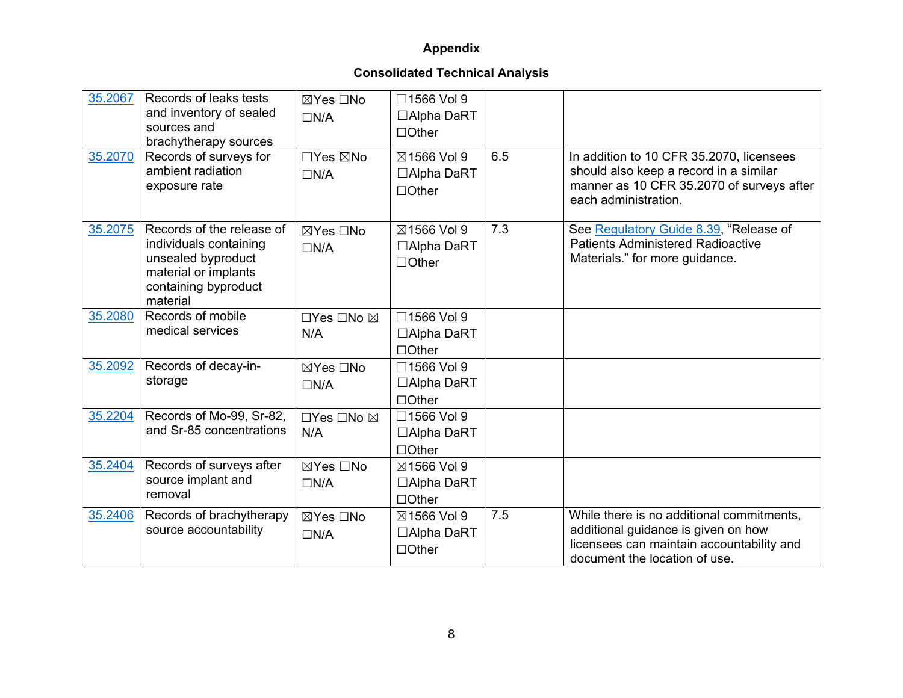# Appendix

## Consolidated Technical Analysis

| | | | | | |
|---|---|---|---|---|---|
| 35.2067 | Records of leaks tests and inventory of sealed sources and brachytherapy sources | ☒Yes ☐No ☐N/A | ☐1566 Vol 9 ☐Alpha DaRT ☐Other | | |
| 35.2070 | Records of surveys for ambient radiation exposure rate | ☐Yes ☒No ☐N/A | ☒1566 Vol 9 ☐Alpha DaRT ☐Other | 6.5 | In addition to 10 CFR 35.2070, licensees should also keep a record in a similar manner as 10 CFR 35.2070 of surveys after each administration. |
| 35.2075 | Records of the release of individuals containing unsealed byproduct material or implants containing byproduct material | ☒Yes ☐No ☐N/A | ☒1566 Vol 9 ☐Alpha DaRT ☐Other | 7.3 | See Regulatory Guide 8.39, "Release of Patients Administered Radioactive Materials." for more guidance. |
| 35.2080 | Records of mobile medical services | ☐Yes ☐No ☒ N/A | ☐1566 Vol 9 ☐Alpha DaRT ☐Other | | |
| 35.2092 | Records of decay-in-storage | ☒Yes ☐No ☐N/A | ☐1566 Vol 9 ☐Alpha DaRT ☐Other | | |
| 35.2204 | Records of Mo-99, Sr-82, and Sr-85 concentrations | ☐Yes ☐No ☒ N/A | ☐1566 Vol 9 ☐Alpha DaRT ☐Other | | |
| 35.2404 | Records of surveys after source implant and removal | ☒Yes ☐No ☐N/A | ☒1566 Vol 9 ☐Alpha DaRT ☐Other | | |
| 35.2406 | Records of brachytherapy source accountability | ☒Yes ☐No ☐N/A | ☒1566 Vol 9 ☐Alpha DaRT ☐Other | 7.5 | While there is no additional commitments, additional guidance is given on how licensees can maintain accountability and document the location of use. |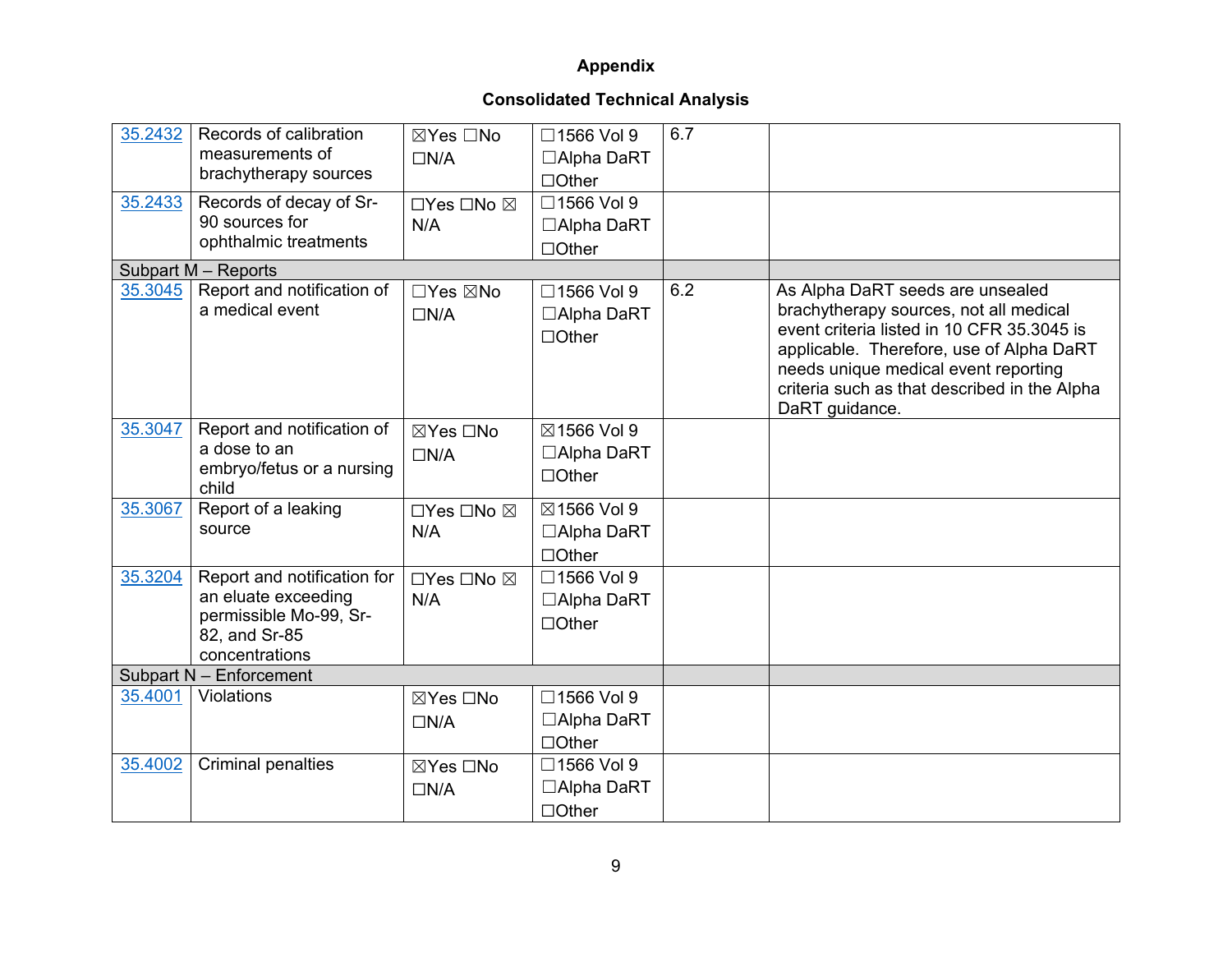## Appendix

### Consolidated Technical Analysis

| | | | | | |
|---|---|---|---|---|---|
| [35.2432] | Records of calibration measurements of brachytherapy sources | ☒Yes ☐No ☐N/A | ☐1566 Vol 9 ☐Alpha DaRT ☐Other | 6.7 | |
| [35.2433] | Records of decay of Sr-90 sources for ophthalmic treatments | ☐Yes ☐No ☒ N/A | ☐1566 Vol 9 ☐Alpha DaRT ☐Other | | |
| Subpart M – Reports | | | | | |
| [35.3045] | Report and notification of a medical event | ☐Yes ☒No ☐N/A | ☐1566 Vol 9 ☐Alpha DaRT ☐Other | 6.2 | As Alpha DaRT seeds are unsealed brachytherapy sources, not all medical event criteria listed in 10 CFR 35.3045 is applicable. Therefore, use of Alpha DaRT needs unique medical event reporting criteria such as that described in the Alpha DaRT guidance. |
| [35.3047] | Report and notification of a dose to an embryo/fetus or a nursing child | ☒Yes ☐No ☐N/A | ☒1566 Vol 9 ☐Alpha DaRT ☐Other | | |
| [35.3067] | Report of a leaking source | ☐Yes ☐No ☒ N/A | ☒1566 Vol 9 ☐Alpha DaRT ☐Other | | |
| [35.3204] | Report and notification for an eluate exceeding permissible Mo-99, Sr-82, and Sr-85 concentrations | ☐Yes ☐No ☒ N/A | ☐1566 Vol 9 ☐Alpha DaRT ☐Other | | |
| Subpart N – Enforcement | | | | | |
| [35.4001] | Violations | ☒Yes ☐No ☐N/A | ☐1566 Vol 9 ☐Alpha DaRT ☐Other | | |
| [35.4002] | Criminal penalties | ☒Yes ☐No ☐N/A | ☐1566 Vol 9 ☐Alpha DaRT ☐Other | | |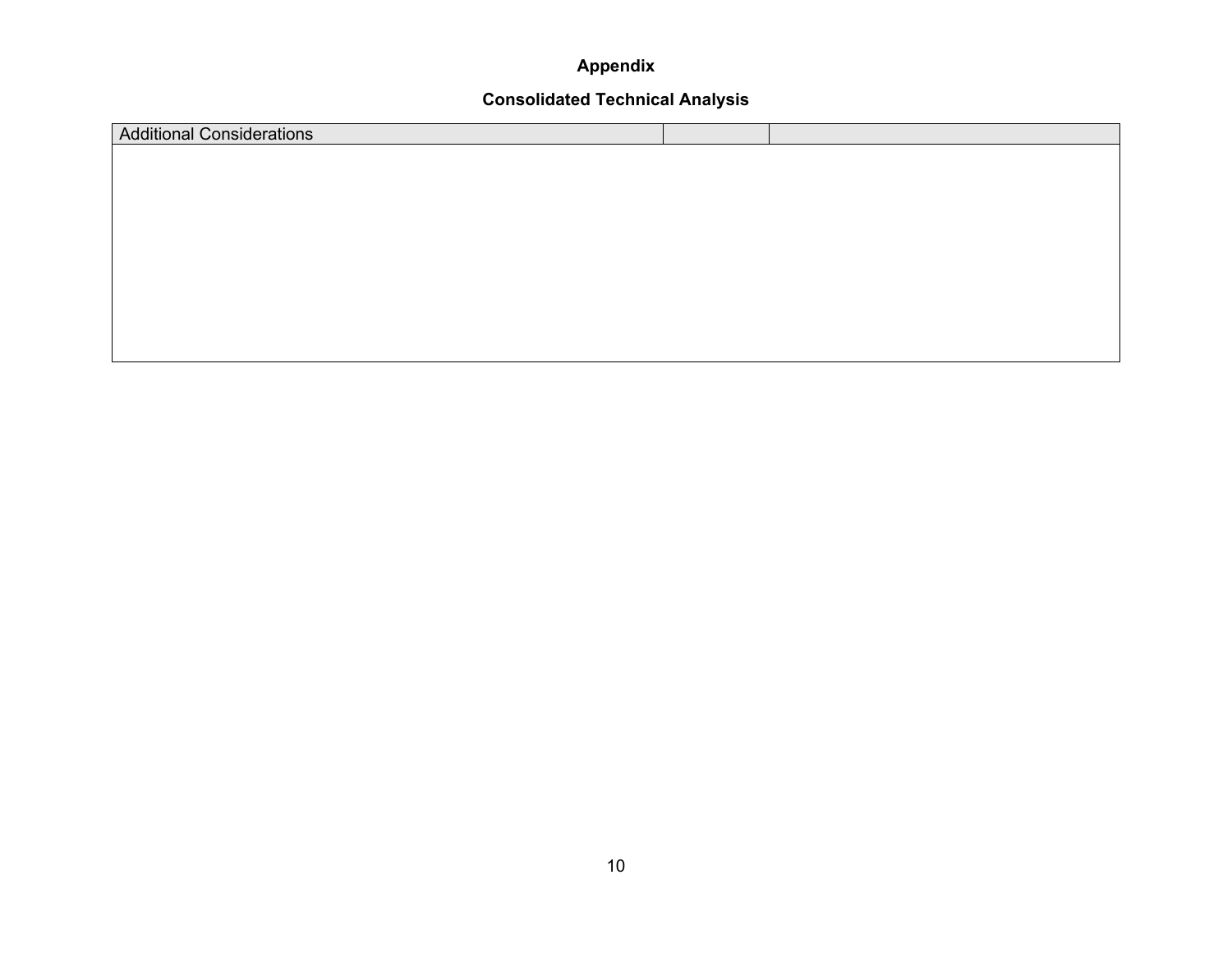**Appendix**

**Consolidated Technical Analysis**

| Additional Considerations | | |
|---|---|---|
| | | |